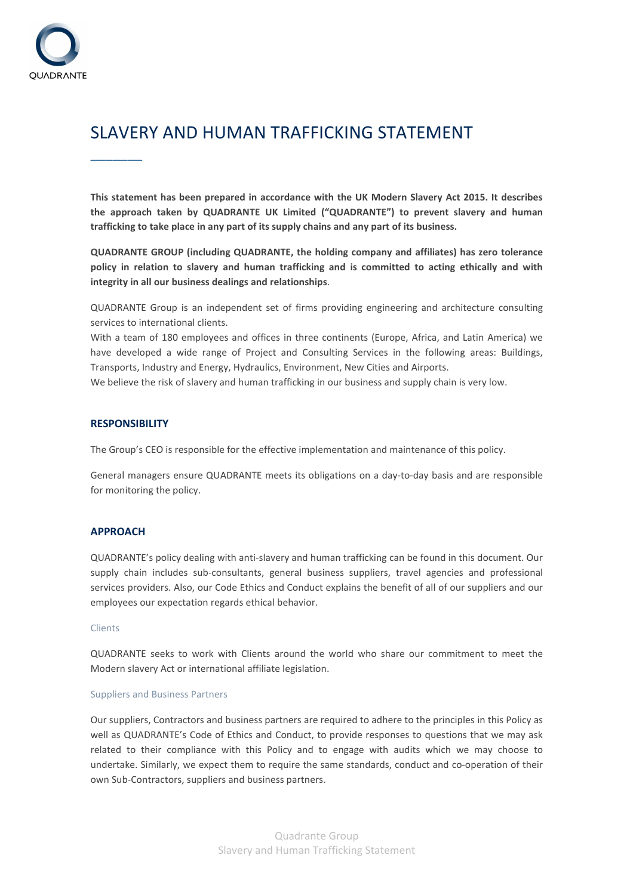# SLAVERY AND HUMAN TRAFFICKING STATEMENT

**This statement has been prepared in accordance with the UK Modern Slavery Act 2015. It describes the approach taken by QUADRANTE UK Limited ("QUADRANTE") to prevent slavery and human trafficking to take place in any part of its supply chains and any part of its business.**

**QUADRANTE GROUP (including QUADRANTE, the holding company and affiliates) has zero tolerance policy in relation to slavery and human trafficking and is committed to acting ethically and with integrity in all our business dealings and relationships**.

QUADRANTE Group is an independent set of firms providing engineering and architecture consulting services to international clients.
With a team of 180 employees and offices in three continents (Europe, Africa, and Latin America) we have developed a wide range of Project and Consulting Services in the following areas: Buildings, Transports, Industry and Energy, Hydraulics, Environment, New Cities and Airports.
We believe the risk of slavery and human trafficking in our business and supply chain is very low.

## RESPONSIBILITY

The Group's CEO is responsible for the effective implementation and maintenance of this policy.

General managers ensure QUADRANTE meets its obligations on a day-to-day basis and are responsible for monitoring the policy.

## APPROACH

QUADRANTE's policy dealing with anti-slavery and human trafficking can be found in this document. Our supply chain includes sub-consultants, general business suppliers, travel agencies and professional services providers. Also, our Code Ethics and Conduct explains the benefit of all of our suppliers and our employees our expectation regards ethical behavior.

### Clients

QUADRANTE seeks to work with Clients around the world who share our commitment to meet the Modern slavery Act or international affiliate legislation.

### Suppliers and Business Partners

Our suppliers, Contractors and business partners are required to adhere to the principles in this Policy as well as QUADRANTE's Code of Ethics and Conduct, to provide responses to questions that we may ask related to their compliance with this Policy and to engage with audits which we may choose to undertake. Similarly, we expect them to require the same standards, conduct and co-operation of their own Sub-Contractors, suppliers and business partners.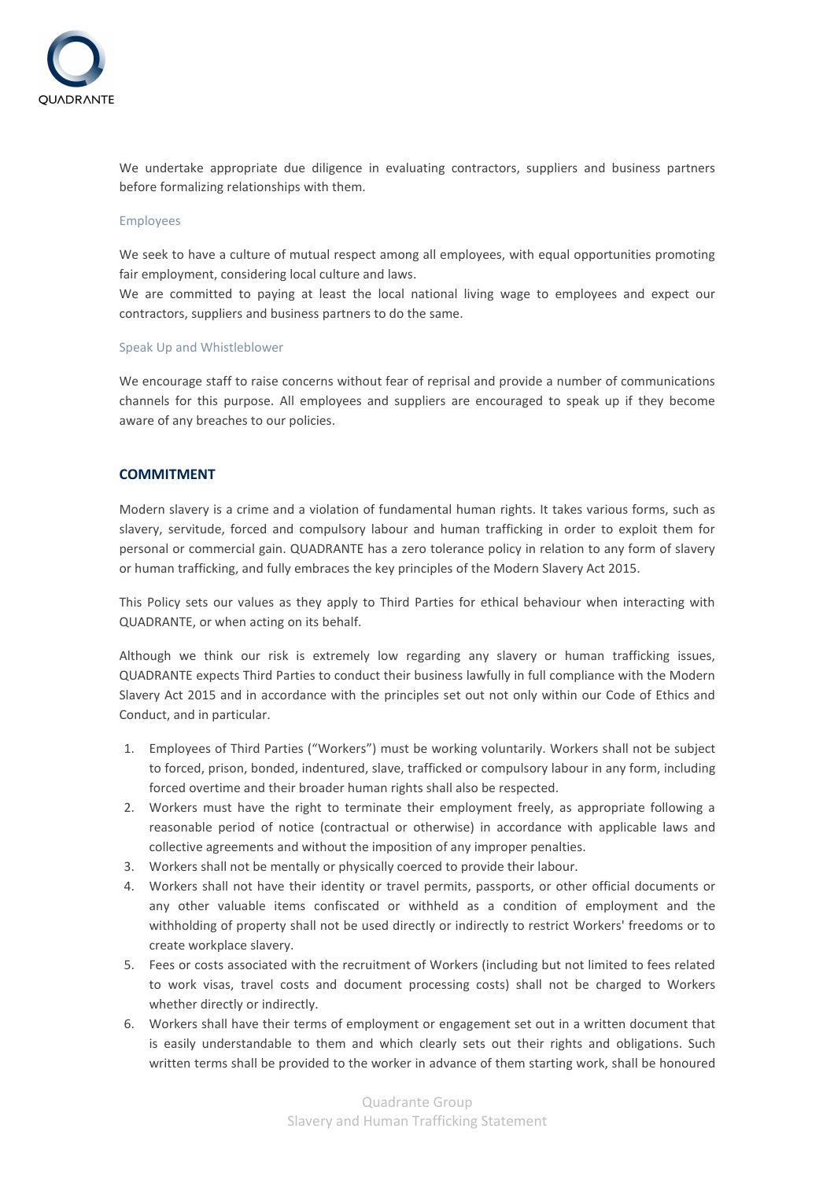We undertake appropriate due diligence in evaluating contractors, suppliers and business partners before formalizing relationships with them.

### Employees

We seek to have a culture of mutual respect among all employees, with equal opportunities promoting fair employment, considering local culture and laws.

We are committed to paying at least the local national living wage to employees and expect our contractors, suppliers and business partners to do the same.

### Speak Up and Whistleblower

We encourage staff to raise concerns without fear of reprisal and provide a number of communications channels for this purpose. All employees and suppliers are encouraged to speak up if they become aware of any breaches to our policies.

## COMMITMENT

Modern slavery is a crime and a violation of fundamental human rights. It takes various forms, such as slavery, servitude, forced and compulsory labour and human trafficking in order to exploit them for personal or commercial gain. QUADRANTE has a zero tolerance policy in relation to any form of slavery or human trafficking, and fully embraces the key principles of the Modern Slavery Act 2015.

This Policy sets our values as they apply to Third Parties for ethical behaviour when interacting with QUADRANTE, or when acting on its behalf.

Although we think our risk is extremely low regarding any slavery or human trafficking issues, QUADRANTE expects Third Parties to conduct their business lawfully in full compliance with the Modern Slavery Act 2015 and in accordance with the principles set out not only within our Code of Ethics and Conduct, and in particular.

1. Employees of Third Parties ("Workers") must be working voluntarily. Workers shall not be subject to forced, prison, bonded, indentured, slave, trafficked or compulsory labour in any form, including forced overtime and their broader human rights shall also be respected.
2. Workers must have the right to terminate their employment freely, as appropriate following a reasonable period of notice (contractual or otherwise) in accordance with applicable laws and collective agreements and without the imposition of any improper penalties.
3. Workers shall not be mentally or physically coerced to provide their labour.
4. Workers shall not have their identity or travel permits, passports, or other official documents or any other valuable items confiscated or withheld as a condition of employment and the withholding of property shall not be used directly or indirectly to restrict Workers' freedoms or to create workplace slavery.
5. Fees or costs associated with the recruitment of Workers (including but not limited to fees related to work visas, travel costs and document processing costs) shall not be charged to Workers whether directly or indirectly.
6. Workers shall have their terms of employment or engagement set out in a written document that is easily understandable to them and which clearly sets out their rights and obligations. Such written terms shall be provided to the worker in advance of them starting work, shall be honoured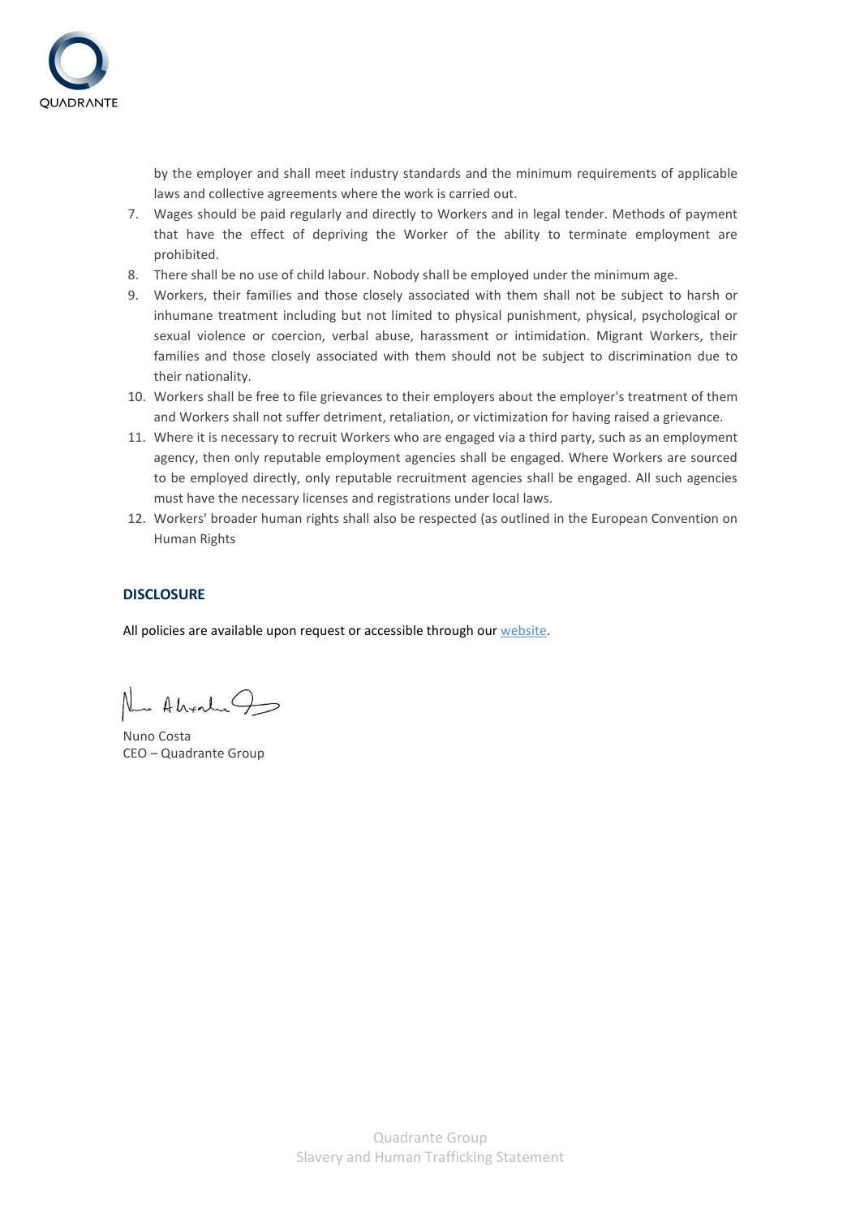by the employer and shall meet industry standards and the minimum requirements of applicable laws and collective agreements where the work is carried out.

7. Wages should be paid regularly and directly to Workers and in legal tender. Methods of payment that have the effect of depriving the Worker of the ability to terminate employment are prohibited.
8. There shall be no use of child labour. Nobody shall be employed under the minimum age.
9. Workers, their families and those closely associated with them shall not be subject to harsh or inhumane treatment including but not limited to physical punishment, physical, psychological or sexual violence or coercion, verbal abuse, harassment or intimidation. Migrant Workers, their families and those closely associated with them should not be subject to discrimination due to their nationality.
10. Workers shall be free to file grievances to their employers about the employer's treatment of them and Workers shall not suffer detriment, retaliation, or victimization for having raised a grievance.
11. Where it is necessary to recruit Workers who are engaged via a third party, such as an employment agency, then only reputable employment agencies shall be engaged. Where Workers are sourced to be employed directly, only reputable recruitment agencies shall be engaged. All such agencies must have the necessary licenses and registrations under local laws.
12. Workers' broader human rights shall also be respected (as outlined in the European Convention on Human Rights

## DISCLOSURE

All policies are available upon request or accessible through our website.

Nuno Costa
CEO – Quadrante Group